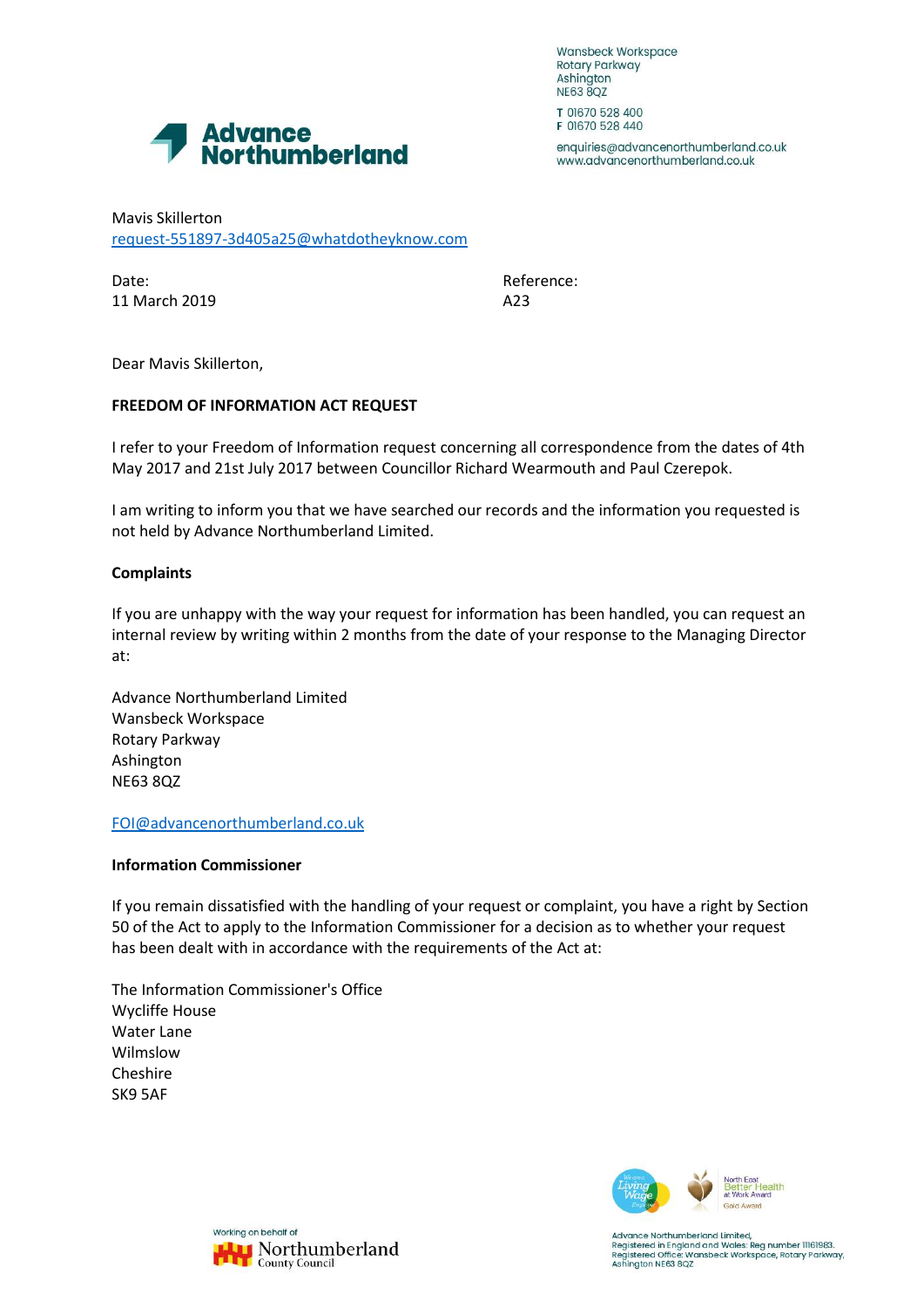**Advance Northumberland**

Wansbeck Workspace
Rotary Parkway
Ashington
NE63 8QZ

T 01670 528 400
F 01670 528 440

enquiries@advancenorthumberland.co.uk
www.advancenorthumberland.co.uk

Mavis Skillerton
request-551897-3d405a25@whatdotheyknow.com

Date:
11 March 2019

Reference:
A23

Dear Mavis Skillerton,

**FREEDOM OF INFORMATION ACT REQUEST**

I refer to your Freedom of Information request concerning all correspondence from the dates of 4th May 2017 and 21st July 2017 between Councillor Richard Wearmouth and Paul Czerepok.

I am writing to inform you that we have searched our records and the information you requested is not held by Advance Northumberland Limited.

**Complaints**

If you are unhappy with the way your request for information has been handled, you can request an internal review by writing within 2 months from the date of your response to the Managing Director at:

Advance Northumberland Limited
Wansbeck Workspace
Rotary Parkway
Ashington
NE63 8QZ

FOI@advancenorthumberland.co.uk

**Information Commissioner**

If you remain dissatisfied with the handling of your request or complaint, you have a right by Section 50 of the Act to apply to the Information Commissioner for a decision as to whether your request has been dealt with in accordance with the requirements of the Act at:

The Information Commissioner's Office
Wycliffe House
Water Lane
Wilmslow
Cheshire
SK9 5AF

Working on behalf of Northumberland County Council

North East Better Health at Work Award Gold Award

Advance Northumberland Limited,
Registered in England and Wales: Reg number 11161983.
Registered Office: Wansbeck Workspace, Rotary Parkway,
Ashington NE63 8QZ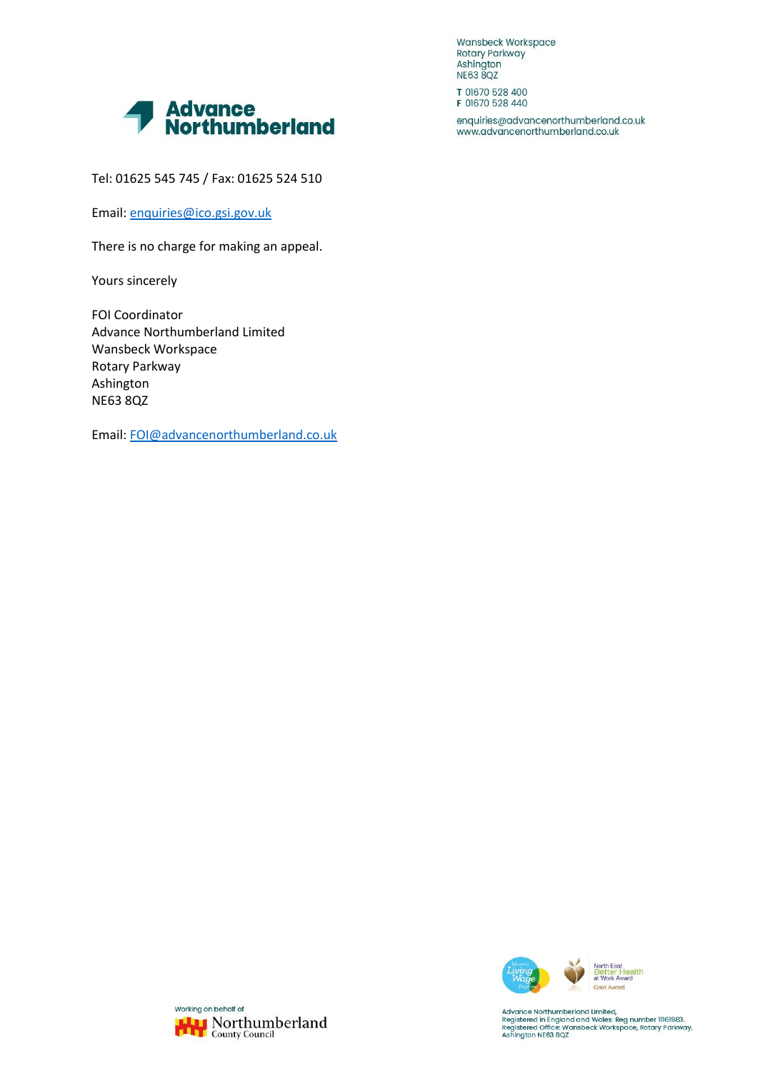Wansbeck Workspace
Rotary Parkway
Ashington
NE63 8QZ

T 01670 528 400
F 01670 528 440

enquiries@advancenorthumberland.co.uk
www.advancenorthumberland.co.uk

Tel: 01625 545 745 / Fax: 01625 524 510

Email: enquiries@ico.gsi.gov.uk

There is no charge for making an appeal.

Yours sincerely

FOI Coordinator
Advance Northumberland Limited
Wansbeck Workspace
Rotary Parkway
Ashington
NE63 8QZ

Email: FOI@advancenorthumberland.co.uk

Working on behalf of Northumberland County Council

Advance Northumberland Limited,
Registered in England and Wales: Reg number 11161983.
Registered Office: Wansbeck Workspace, Rotary Parkway,
Ashington NE63 8QZ